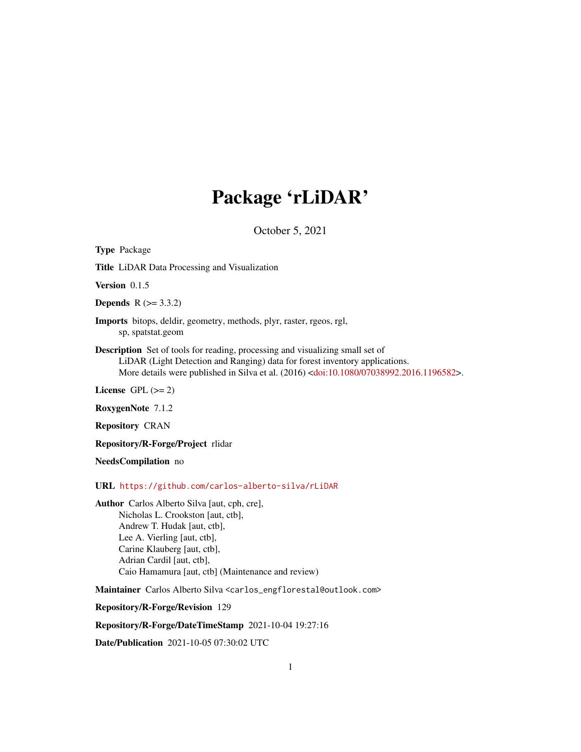# Package 'rLiDAR'

October 5, 2021

**Type** Package

**Title** LiDAR Data Processing and Visualization

**Version** 0.1.5

**Depends** R (>= 3.3.2)

**Imports** bitops, deldir, geometry, methods, plyr, raster, rgeos, rgl, sp, spatstat.geom

**Description** Set of tools for reading, processing and visualizing small set of LiDAR (Light Detection and Ranging) data for forest inventory applications. More details were published in Silva et al. (2016) <doi:10.1080/07038992.2016.1196582>.

**License** GPL (>= 2)

**RoxygenNote** 7.1.2

**Repository** CRAN

**Repository/R-Forge/Project** rlidar

**NeedsCompilation** no

**URL** https://github.com/carlos-alberto-silva/rLiDAR

**Author** Carlos Alberto Silva [aut, cph, cre],
Nicholas L. Crookston [aut, ctb],
Andrew T. Hudak [aut, ctb],
Lee A. Vierling [aut, ctb],
Carine Klauberg [aut, ctb],
Adrian Cardil [aut, ctb],
Caio Hamamura [aut, ctb] (Maintenance and review)

**Maintainer** Carlos Alberto Silva <carlos_engflorestal@outlook.com>

**Repository/R-Forge/Revision** 129

**Repository/R-Forge/DateTimeStamp** 2021-10-04 19:27:16

**Date/Publication** 2021-10-05 07:30:02 UTC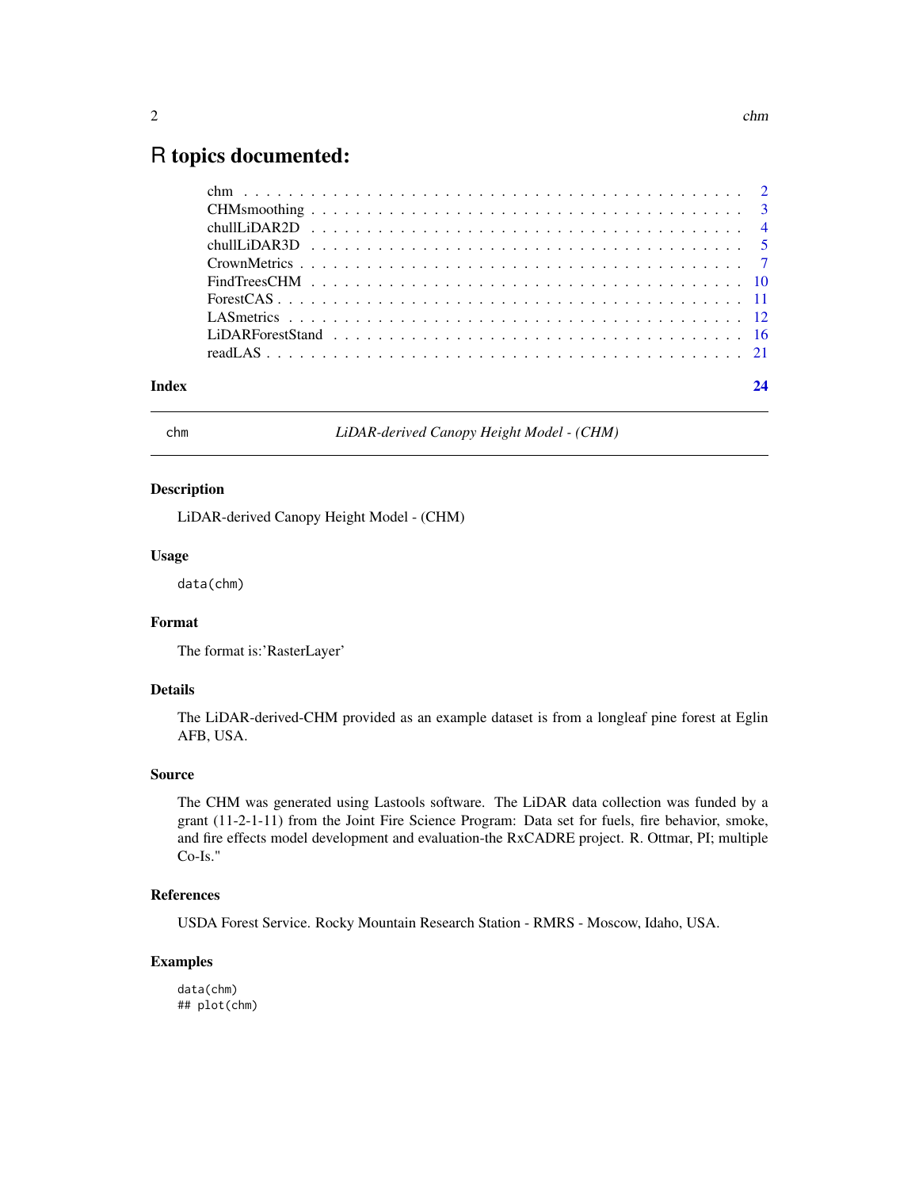# R topics documented:

chm . . . . . . . . . . . . . . . . . . . . . . . . . . . . . . . . . . . . . . . . . . . 2
CHMsmoothing . . . . . . . . . . . . . . . . . . . . . . . . . . . . . . . . . . . . . . 3
chullLiDAR2D . . . . . . . . . . . . . . . . . . . . . . . . . . . . . . . . . . . . . . 4
chullLiDAR3D . . . . . . . . . . . . . . . . . . . . . . . . . . . . . . . . . . . . . . 5
CrownMetrics . . . . . . . . . . . . . . . . . . . . . . . . . . . . . . . . . . . . . . 7
FindTreesCHM . . . . . . . . . . . . . . . . . . . . . . . . . . . . . . . . . . . . . 10
ForestCAS . . . . . . . . . . . . . . . . . . . . . . . . . . . . . . . . . . . . . . . 11
LASmetrics . . . . . . . . . . . . . . . . . . . . . . . . . . . . . . . . . . . . . . 12
LiDARForestStand . . . . . . . . . . . . . . . . . . . . . . . . . . . . . . . . . . . 16
readLAS . . . . . . . . . . . . . . . . . . . . . . . . . . . . . . . . . . . . . . . . 21

**Index** **24**

---

`chm` *LiDAR-derived Canopy Height Model - (CHM)*

---

### Description

LiDAR-derived Canopy Height Model - (CHM)

### Usage

```
data(chm)
```

### Format

The format is:'RasterLayer'

### Details

The LiDAR-derived-CHM provided as an example dataset is from a longleaf pine forest at Eglin AFB, USA.

### Source

The CHM was generated using Lastools software. The LiDAR data collection was funded by a grant (11-2-1-11) from the Joint Fire Science Program: Data set for fuels, fire behavior, smoke, and fire effects model development and evaluation-the RxCADRE project. R. Ottmar, PI; multiple Co-Is."

### References

USDA Forest Service. Rocky Mountain Research Station - RMRS - Moscow, Idaho, USA.

### Examples

```
data(chm)
## plot(chm)
```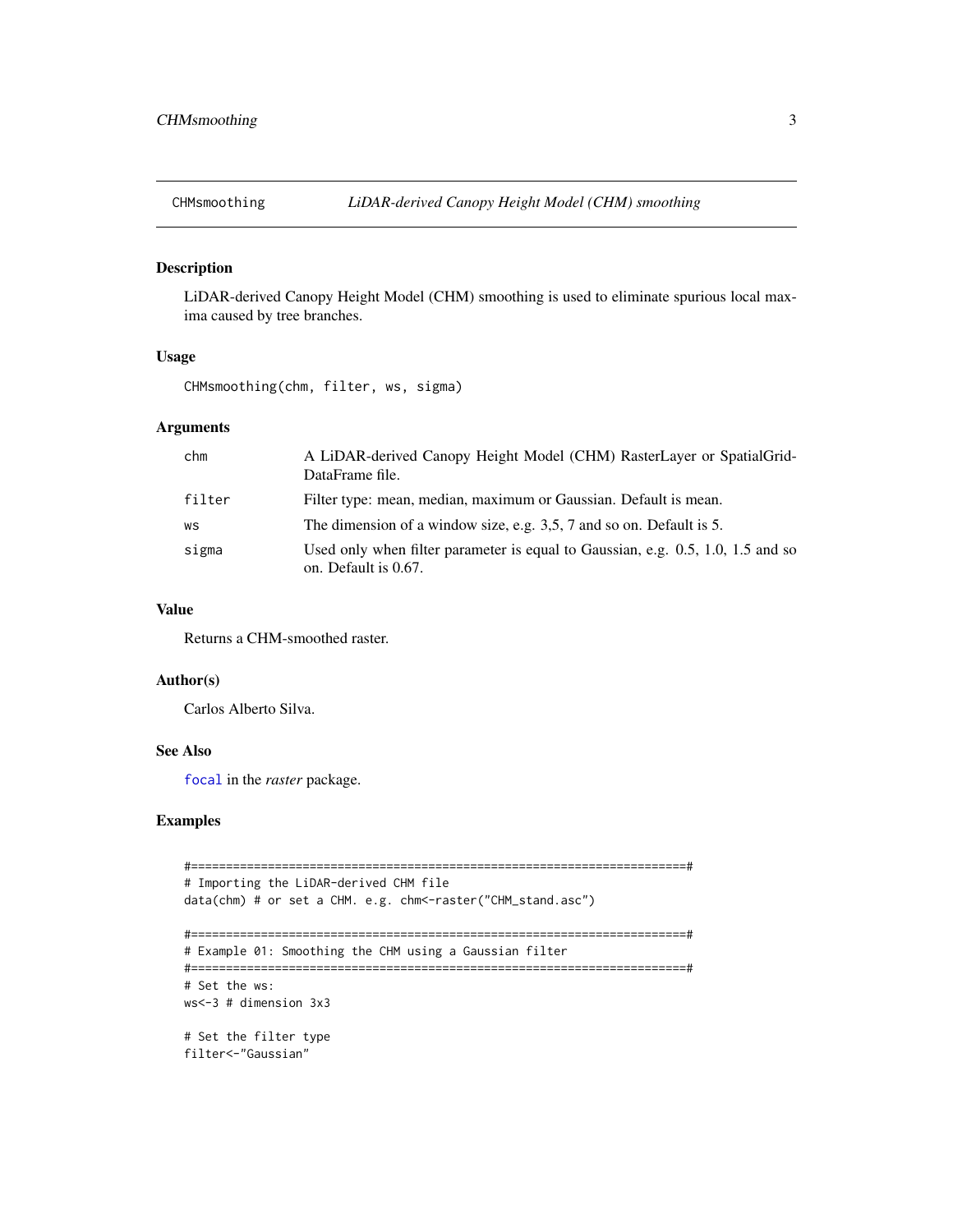CHMsmoothing    *LiDAR-derived Canopy Height Model (CHM) smoothing*

## Description

LiDAR-derived Canopy Height Model (CHM) smoothing is used to eliminate spurious local maxima caused by tree branches.

## Usage

```
CHMsmoothing(chm, filter, ws, sigma)
```

## Arguments

| | |
|---|---|
| chm | A LiDAR-derived Canopy Height Model (CHM) RasterLayer or SpatialGridDataFrame file. |
| filter | Filter type: mean, median, maximum or Gaussian. Default is mean. |
| ws | The dimension of a window size, e.g. 3,5, 7 and so on. Default is 5. |
| sigma | Used only when filter parameter is equal to Gaussian, e.g. 0.5, 1.0, 1.5 and so on. Default is 0.67. |

## Value

Returns a CHM-smoothed raster.

## Author(s)

Carlos Alberto Silva.

## See Also

focal in the *raster* package.

## Examples

```
#=======================================================================#
# Importing the LiDAR-derived CHM file
data(chm) # or set a CHM. e.g. chm<-raster("CHM_stand.asc")

#=======================================================================#
# Example 01: Smoothing the CHM using a Gaussian filter
#=======================================================================#
# Set the ws:
ws<-3 # dimension 3x3

# Set the filter type
filter<-"Gaussian"
```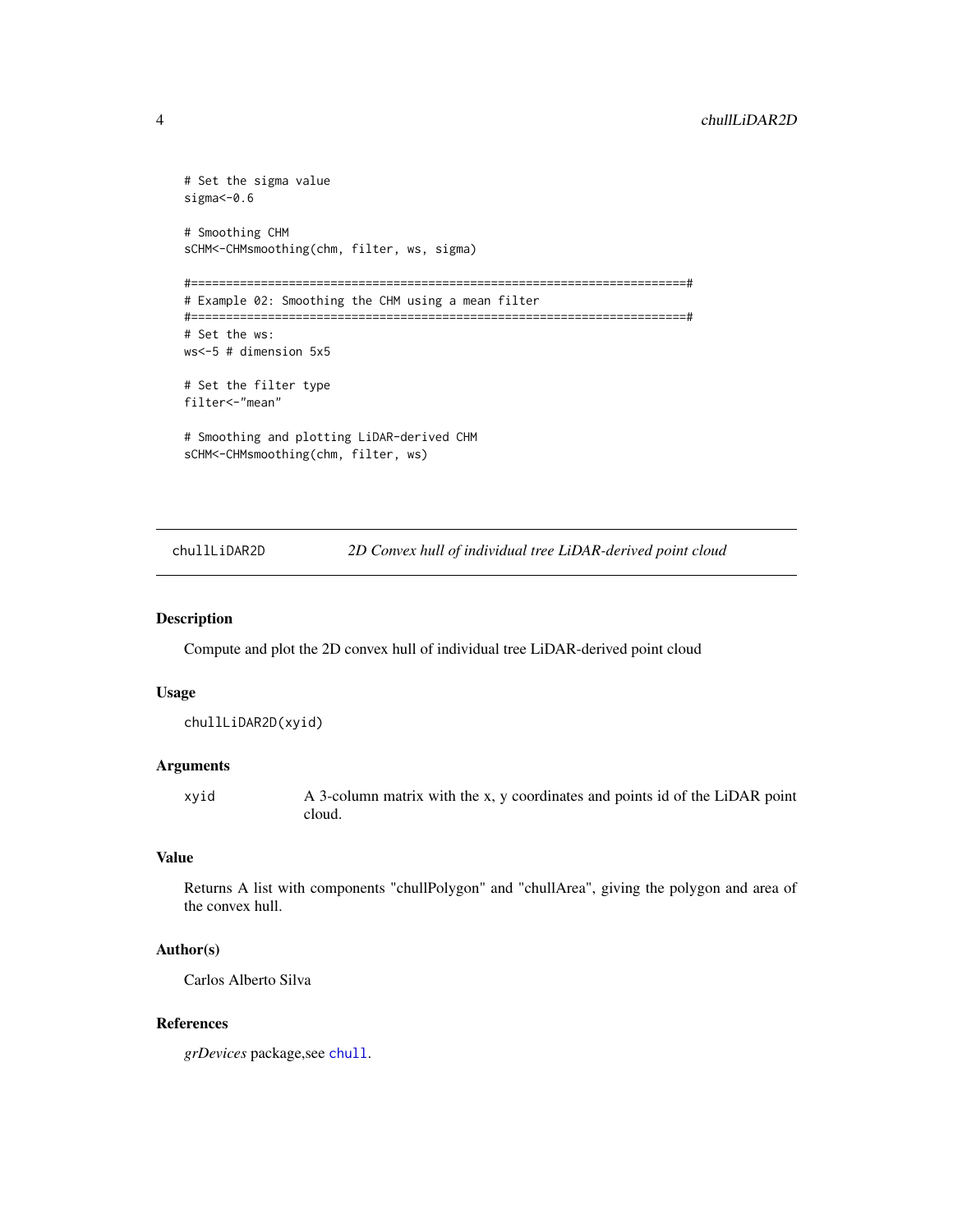```
# Set the sigma value
sigma<-0.6

# Smoothing CHM
sCHM<-CHMsmoothing(chm, filter, ws, sigma)

#=======================================================================#
# Example 02: Smoothing the CHM using a mean filter
#=======================================================================#
# Set the ws:
ws<-5 # dimension 5x5

# Set the filter type
filter<-"mean"

# Smoothing and plotting LiDAR-derived CHM
sCHM<-CHMsmoothing(chm, filter, ws)
```

---

`chullLiDAR2D` *2D Convex hull of individual tree LiDAR-derived point cloud*

---

## Description

Compute and plot the 2D convex hull of individual tree LiDAR-derived point cloud

## Usage

```
chullLiDAR2D(xyid)
```

## Arguments

| | |
|---|---|
| xyid | A 3-column matrix with the x, y coordinates and points id of the LiDAR point cloud. |

## Value

Returns A list with components "chullPolygon" and "chullArea", giving the polygon and area of the convex hull.

## Author(s)

Carlos Alberto Silva

## References

*grDevices* package,see `chull`.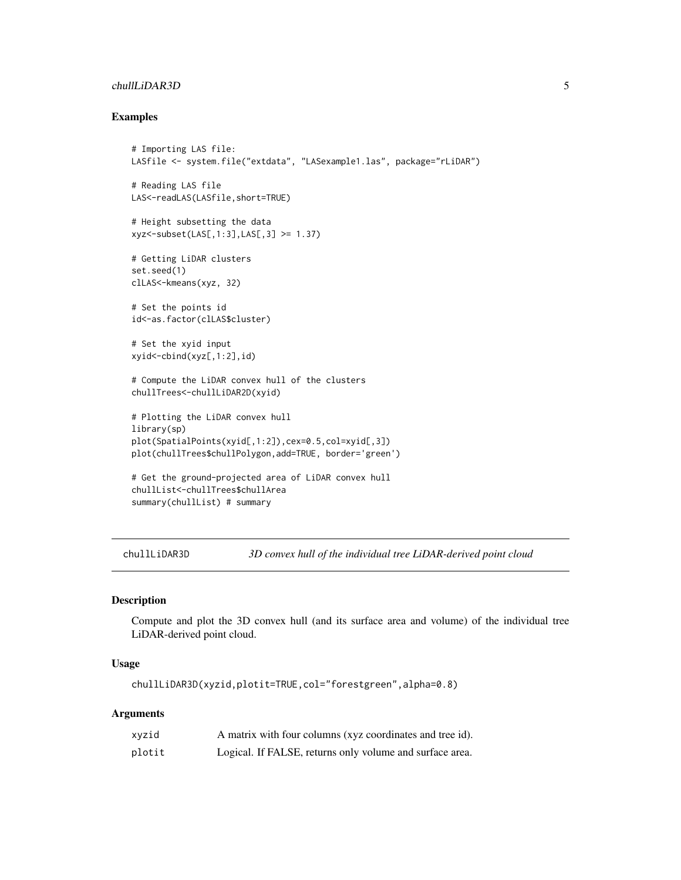## Examples

```
# Importing LAS file:
LASfile <- system.file("extdata", "LASexample1.las", package="rLiDAR")

# Reading LAS file
LAS<-readLAS(LASfile,short=TRUE)

# Height subsetting the data
xyz<-subset(LAS[,1:3],LAS[,3] >= 1.37)

# Getting LiDAR clusters
set.seed(1)
clLAS<-kmeans(xyz, 32)

# Set the points id
id<-as.factor(clLAS$cluster)

# Set the xyid input
xyid<-cbind(xyz[,1:2],id)

# Compute the LiDAR convex hull of the clusters
chullTrees<-chullLiDAR2D(xyid)

# Plotting the LiDAR convex hull
library(sp)
plot(SpatialPoints(xyid[,1:2]),cex=0.5,col=xyid[,3])
plot(chullTrees$chullPolygon,add=TRUE, border='green')

# Get the ground-projected area of LiDAR convex hull
chullList<-chullTrees$chullArea
summary(chullList) # summary
```

---

# chullLiDAR3D — *3D convex hull of the individual tree LiDAR-derived point cloud*

## Description

Compute and plot the 3D convex hull (and its surface area and volume) of the individual tree LiDAR-derived point cloud.

## Usage

```
chullLiDAR3D(xyzid,plotit=TRUE,col="forestgreen",alpha=0.8)
```

## Arguments

| | |
|---|---|
| xyzid | A matrix with four columns (xyz coordinates and tree id). |
| plotit | Logical. If FALSE, returns only volume and surface area. |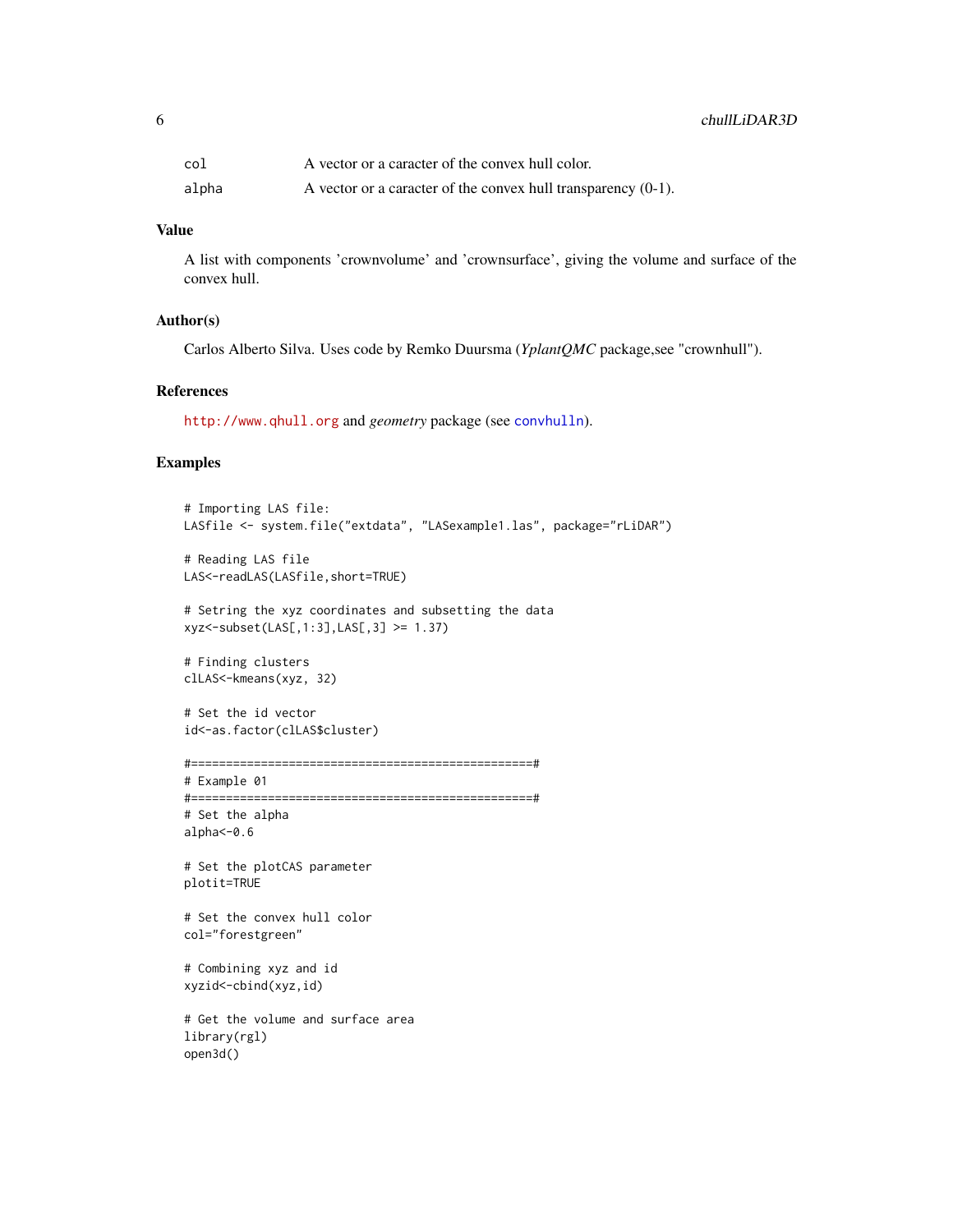| | |
|---|---|
| col | A vector or a caracter of the convex hull color. |
| alpha | A vector or a caracter of the convex hull transparency (0-1). |

### Value

A list with components 'crownvolume' and 'crownsurface', giving the volume and surface of the convex hull.

### Author(s)

Carlos Alberto Silva. Uses code by Remko Duursma (*YplantQMC* package,see "crownhull").

### References

http://www.qhull.org and *geometry* package (see convhulln).

### Examples

```
# Importing LAS file:
LASfile <- system.file("extdata", "LASexample1.las", package="rLiDAR")

# Reading LAS file
LAS<-readLAS(LASfile,short=TRUE)

# Setring the xyz coordinates and subsetting the data
xyz<-subset(LAS[,1:3],LAS[,3] >= 1.37)

# Finding clusters
clLAS<-kmeans(xyz, 32)

# Set the id vector
id<-as.factor(clLAS$cluster)

#=================================================#
# Example 01
#=================================================#
# Set the alpha
alpha<-0.6

# Set the plotCAS parameter
plotit=TRUE

# Set the convex hull color
col="forestgreen"

# Combining xyz and id
xyzid<-cbind(xyz,id)

# Get the volume and surface area
library(rgl)
open3d()
```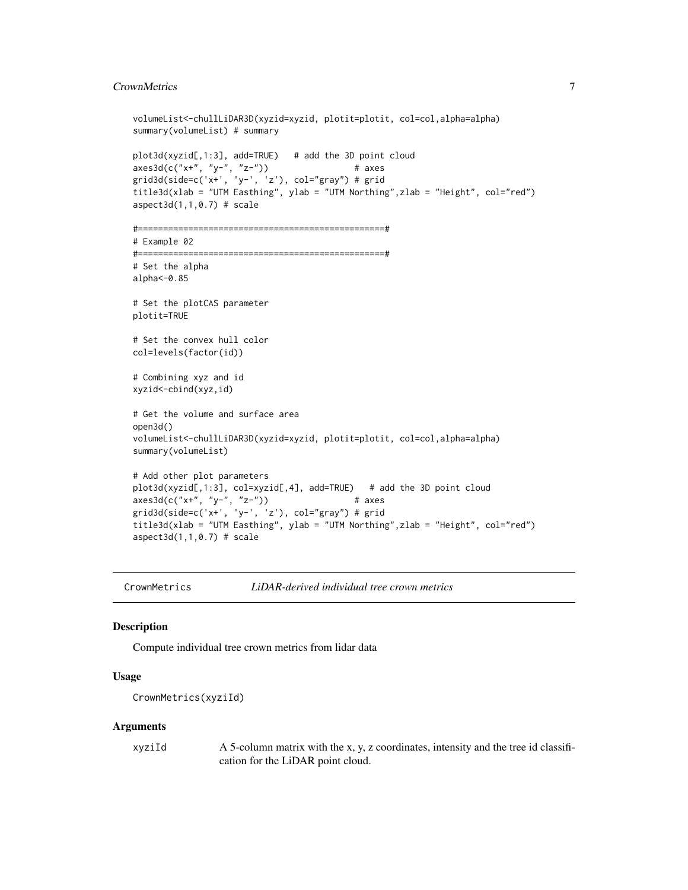```
volumeList<-chullLiDAR3D(xyzid=xyzid, plotit=plotit, col=col,alpha=alpha)
summary(volumeList) # summary

plot3d(xyzid[,1:3], add=TRUE)   # add the 3D point cloud
axes3d(c("x+", "y-", "z-"))                 # axes
grid3d(side=c('x+', 'y-', 'z'), col="gray") # grid
title3d(xlab = "UTM Easthing", ylab = "UTM Northing",zlab = "Height", col="red")
aspect3d(1,1,0.7) # scale

#=================================================#
# Example 02
#=================================================#
# Set the alpha
alpha<-0.85

# Set the plotCAS parameter
plotit=TRUE

# Set the convex hull color
col=levels(factor(id))

# Combining xyz and id
xyzid<-cbind(xyz,id)

# Get the volume and surface area
open3d()
volumeList<-chullLiDAR3D(xyzid=xyzid, plotit=plotit, col=col,alpha=alpha)
summary(volumeList)

# Add other plot parameters
plot3d(xyzid[,1:3], col=xyzid[,4], add=TRUE)   # add the 3D point cloud
axes3d(c("x+", "y-", "z-"))                 # axes
grid3d(side=c('x+', 'y-', 'z'), col="gray") # grid
title3d(xlab = "UTM Easthing", ylab = "UTM Northing",zlab = "Height", col="red")
aspect3d(1,1,0.7) # scale
```

---

## CrownMetrics — *LiDAR-derived individual tree crown metrics*

### Description

Compute individual tree crown metrics from lidar data

### Usage

```
CrownMetrics(xyziId)
```

### Arguments

| | |
|---|---|
| xyziId | A 5-column matrix with the x, y, z coordinates, intensity and the tree id classification for the LiDAR point cloud. |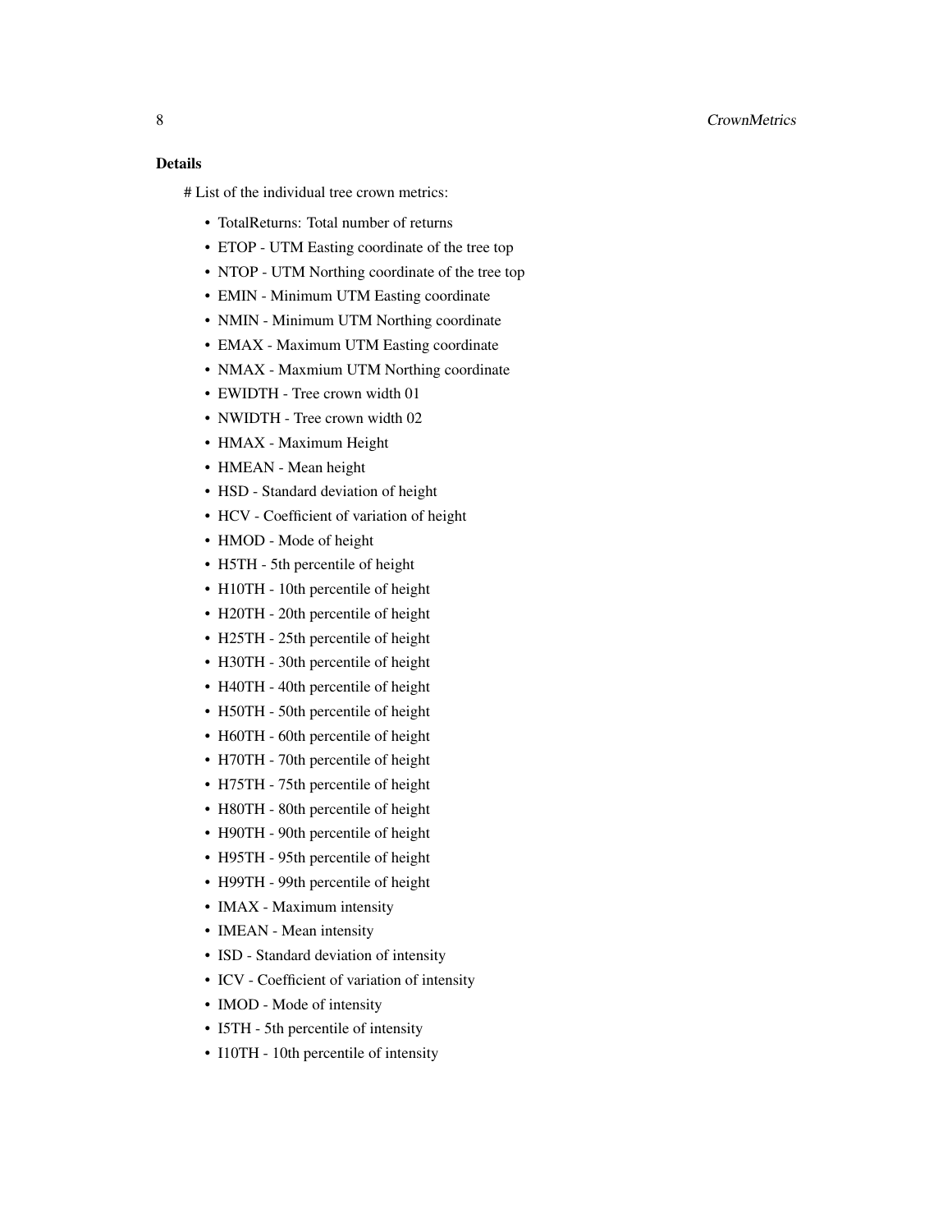**Details**

# List of the individual tree crown metrics:

- TotalReturns: Total number of returns
- ETOP - UTM Easting coordinate of the tree top
- NTOP - UTM Northing coordinate of the tree top
- EMIN - Minimum UTM Easting coordinate
- NMIN - Minimum UTM Northing coordinate
- EMAX - Maximum UTM Easting coordinate
- NMAX - Maxmium UTM Northing coordinate
- EWIDTH - Tree crown width 01
- NWIDTH - Tree crown width 02
- HMAX - Maximum Height
- HMEAN - Mean height
- HSD - Standard deviation of height
- HCV - Coefficient of variation of height
- HMOD - Mode of height
- H5TH - 5th percentile of height
- H10TH - 10th percentile of height
- H20TH - 20th percentile of height
- H25TH - 25th percentile of height
- H30TH - 30th percentile of height
- H40TH - 40th percentile of height
- H50TH - 50th percentile of height
- H60TH - 60th percentile of height
- H70TH - 70th percentile of height
- H75TH - 75th percentile of height
- H80TH - 80th percentile of height
- H90TH - 90th percentile of height
- H95TH - 95th percentile of height
- H99TH - 99th percentile of height
- IMAX - Maximum intensity
- IMEAN - Mean intensity
- ISD - Standard deviation of intensity
- ICV - Coefficient of variation of intensity
- IMOD - Mode of intensity
- I5TH - 5th percentile of intensity
- I10TH - 10th percentile of intensity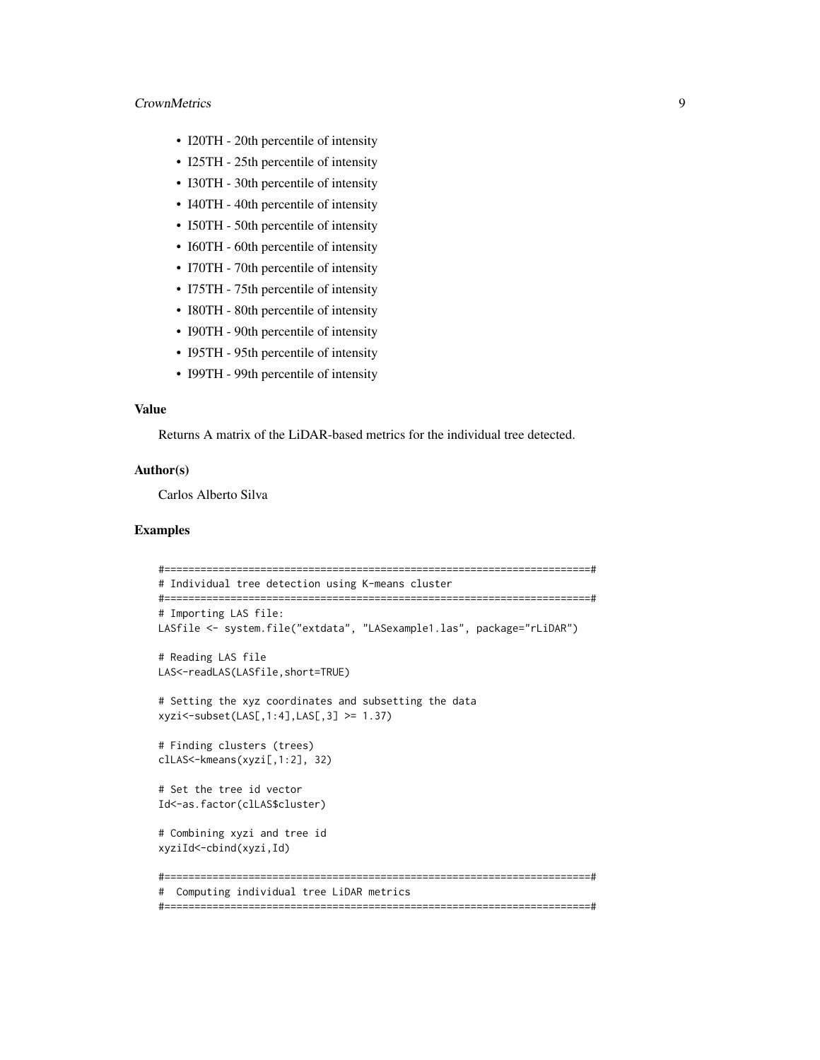- I20TH - 20th percentile of intensity
- I25TH - 25th percentile of intensity
- I30TH - 30th percentile of intensity
- I40TH - 40th percentile of intensity
- I50TH - 50th percentile of intensity
- I60TH - 60th percentile of intensity
- I70TH - 70th percentile of intensity
- I75TH - 75th percentile of intensity
- I80TH - 80th percentile of intensity
- I90TH - 90th percentile of intensity
- I95TH - 95th percentile of intensity
- I99TH - 99th percentile of intensity

### Value

Returns A matrix of the LiDAR-based metrics for the individual tree detected.

### Author(s)

Carlos Alberto Silva

### Examples

```
#=======================================================================#
# Individual tree detection using K-means cluster
#=======================================================================#
# Importing LAS file:
LASfile <- system.file("extdata", "LASexample1.las", package="rLiDAR")

# Reading LAS file
LAS<-readLAS(LASfile,short=TRUE)

# Setting the xyz coordinates and subsetting the data
xyzi<-subset(LAS[,1:4],LAS[,3] >= 1.37)

# Finding clusters (trees)
clLAS<-kmeans(xyzi[,1:2], 32)

# Set the tree id vector
Id<-as.factor(clLAS$cluster)

# Combining xyzi and tree id
xyziId<-cbind(xyzi,Id)

#=======================================================================#
#  Computing individual tree LiDAR metrics
#=======================================================================#
```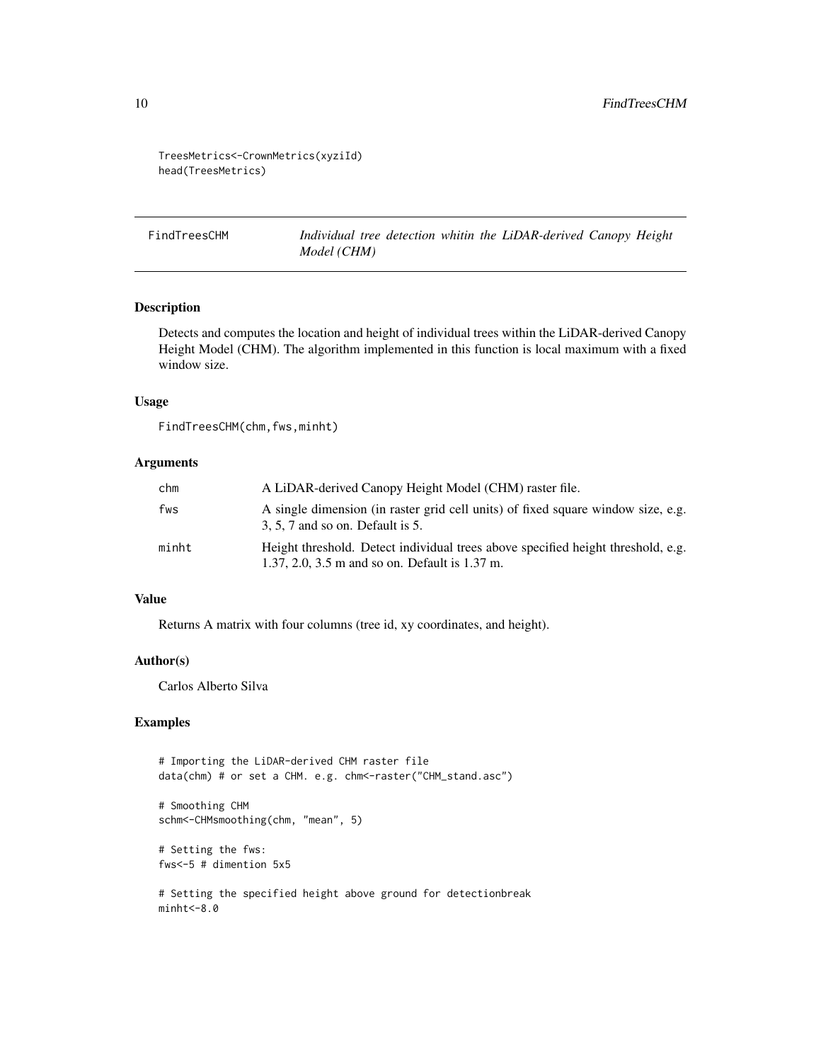```
TreesMetrics<-CrownMetrics(xyziId)
head(TreesMetrics)
```

## FindTreesCHM — *Individual tree detection whitin the LiDAR-derived Canopy Height Model (CHM)*

### Description

Detects and computes the location and height of individual trees within the LiDAR-derived Canopy Height Model (CHM). The algorithm implemented in this function is local maximum with a fixed window size.

### Usage

```
FindTreesCHM(chm,fws,minht)
```

### Arguments

| | |
|---|---|
| chm | A LiDAR-derived Canopy Height Model (CHM) raster file. |
| fws | A single dimension (in raster grid cell units) of fixed square window size, e.g. 3, 5, 7 and so on. Default is 5. |
| minht | Height threshold. Detect individual trees above specified height threshold, e.g. 1.37, 2.0, 3.5 m and so on. Default is 1.37 m. |

### Value

Returns A matrix with four columns (tree id, xy coordinates, and height).

### Author(s)

Carlos Alberto Silva

### Examples

```
# Importing the LiDAR-derived CHM raster file
data(chm) # or set a CHM. e.g. chm<-raster("CHM_stand.asc")

# Smoothing CHM
schm<-CHMsmoothing(chm, "mean", 5)

# Setting the fws:
fws<-5 # dimention 5x5

# Setting the specified height above ground for detectionbreak
minht<-8.0
```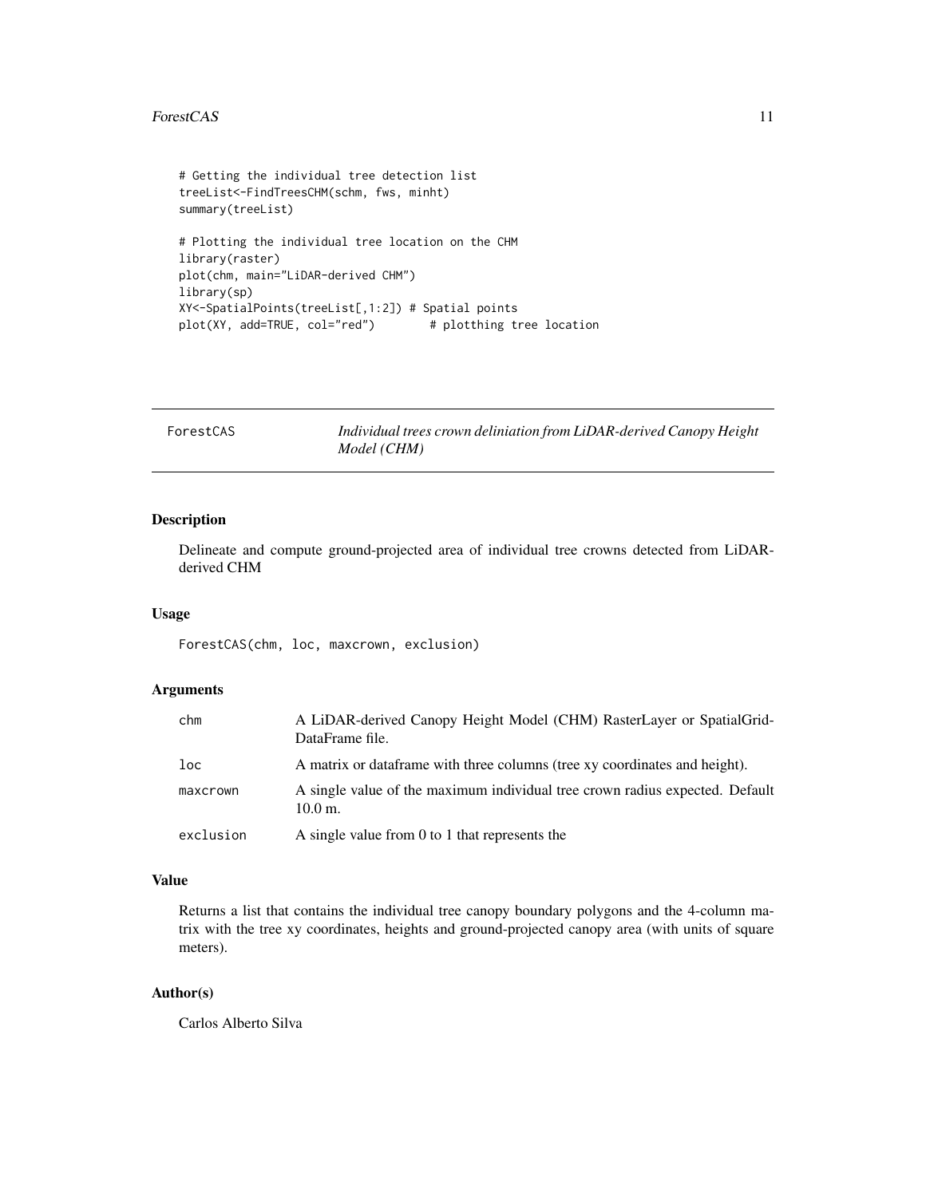```
# Getting the individual tree detection list
treeList<-FindTreesCHM(schm, fws, minht)
summary(treeList)

# Plotting the individual tree location on the CHM
library(raster)
plot(chm, main="LiDAR-derived CHM")
library(sp)
XY<-SpatialPoints(treeList[,1:2]) # Spatial points
plot(XY, add=TRUE, col="red")       # plotthing tree location
```

---

## ForestCAS — *Individual trees crown deliniation from LiDAR-derived Canopy Height Model (CHM)*

### Description

Delineate and compute ground-projected area of individual tree crowns detected from LiDAR-derived CHM

### Usage

```
ForestCAS(chm, loc, maxcrown, exclusion)
```

### Arguments

| | |
|---|---|
| chm | A LiDAR-derived Canopy Height Model (CHM) RasterLayer or SpatialGridDataFrame file. |
| loc | A matrix or dataframe with three columns (tree xy coordinates and height). |
| maxcrown | A single value of the maximum individual tree crown radius expected. Default 10.0 m. |
| exclusion | A single value from 0 to 1 that represents the |

### Value

Returns a list that contains the individual tree canopy boundary polygons and the 4-column matrix with the tree xy coordinates, heights and ground-projected canopy area (with units of square meters).

### Author(s)

Carlos Alberto Silva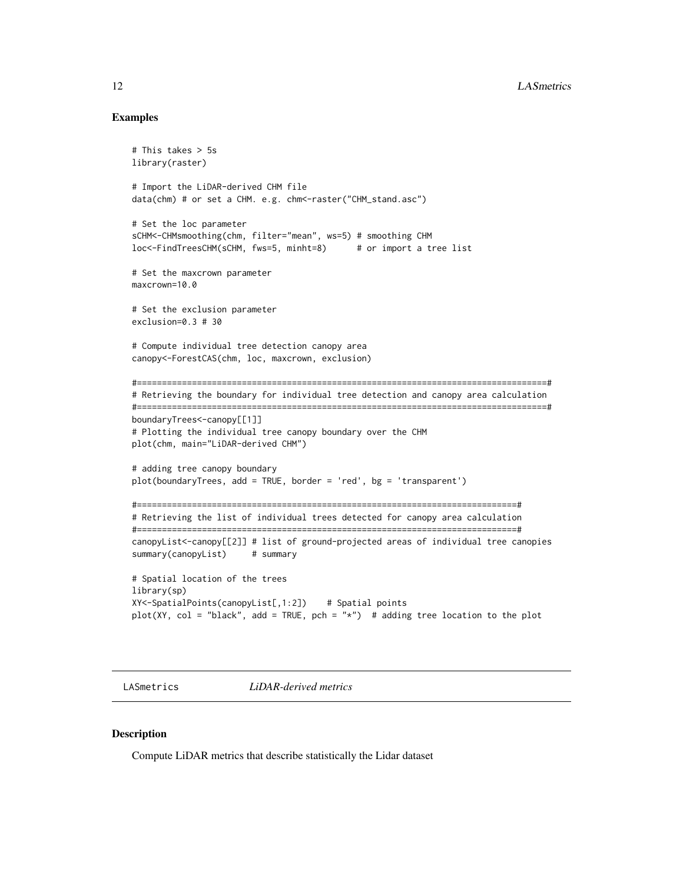### Examples

```
# This takes > 5s
library(raster)

# Import the LiDAR-derived CHM file
data(chm) # or set a CHM. e.g. chm<-raster("CHM_stand.asc")

# Set the loc parameter
sCHM<-CHMsmoothing(chm, filter="mean", ws=5) # smoothing CHM
loc<-FindTreesCHM(sCHM, fws=5, minht=8)      # or import a tree list

# Set the maxcrown parameter
maxcrown=10.0

# Set the exclusion parameter
exclusion=0.3 # 30

# Compute individual tree detection canopy area
canopy<-ForestCAS(chm, loc, maxcrown, exclusion)

#=================================================================================#
# Retrieving the boundary for individual tree detection and canopy area calculation
#=================================================================================#
boundaryTrees<-canopy[[1]]
# Plotting the individual tree canopy boundary over the CHM
plot(chm, main="LiDAR-derived CHM")

# adding tree canopy boundary
plot(boundaryTrees, add = TRUE, border = 'red', bg = 'transparent')

#============================================================================#
# Retrieving the list of individual trees detected for canopy area calculation
#============================================================================#
canopyList<-canopy[[2]] # list of ground-projected areas of individual tree canopies
summary(canopyList)     # summary

# Spatial location of the trees
library(sp)
XY<-SpatialPoints(canopyList[,1:2])    # Spatial points
plot(XY, col = "black", add = TRUE, pch = "*")  # adding tree location to the plot
```

---

## LASmetrics *LiDAR-derived metrics*

### Description

Compute LiDAR metrics that describe statistically the Lidar dataset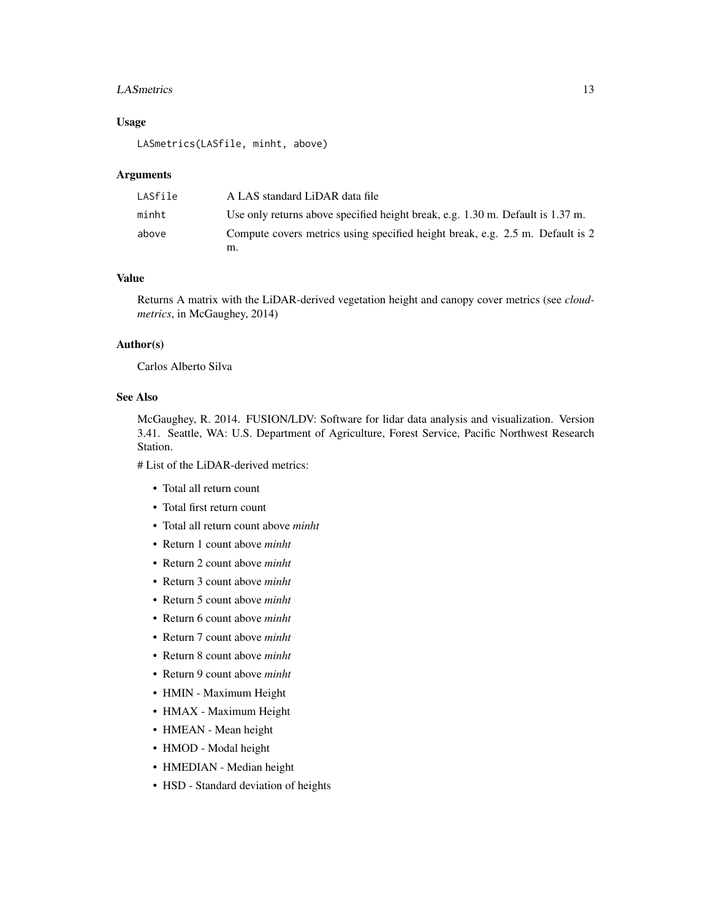### Usage

```
LASmetrics(LASfile, minht, above)
```

### Arguments

| | |
|---|---|
| LASfile | A LAS standard LiDAR data file |
| minht | Use only returns above specified height break, e.g. 1.30 m. Default is 1.37 m. |
| above | Compute covers metrics using specified height break, e.g. 2.5 m. Default is 2 m. |

### Value

Returns A matrix with the LiDAR-derived vegetation height and canopy cover metrics (see *cloudmetrics*, in McGaughey, 2014)

### Author(s)

Carlos Alberto Silva

### See Also

McGaughey, R. 2014. FUSION/LDV: Software for lidar data analysis and visualization. Version 3.41. Seattle, WA: U.S. Department of Agriculture, Forest Service, Pacific Northwest Research Station.

# List of the LiDAR-derived metrics:

- Total all return count
- Total first return count
- Total all return count above *minht*
- Return 1 count above *minht*
- Return 2 count above *minht*
- Return 3 count above *minht*
- Return 5 count above *minht*
- Return 6 count above *minht*
- Return 7 count above *minht*
- Return 8 count above *minht*
- Return 9 count above *minht*
- HMIN - Maximum Height
- HMAX - Maximum Height
- HMEAN - Mean height
- HMOD - Modal height
- HMEDIAN - Median height
- HSD - Standard deviation of heights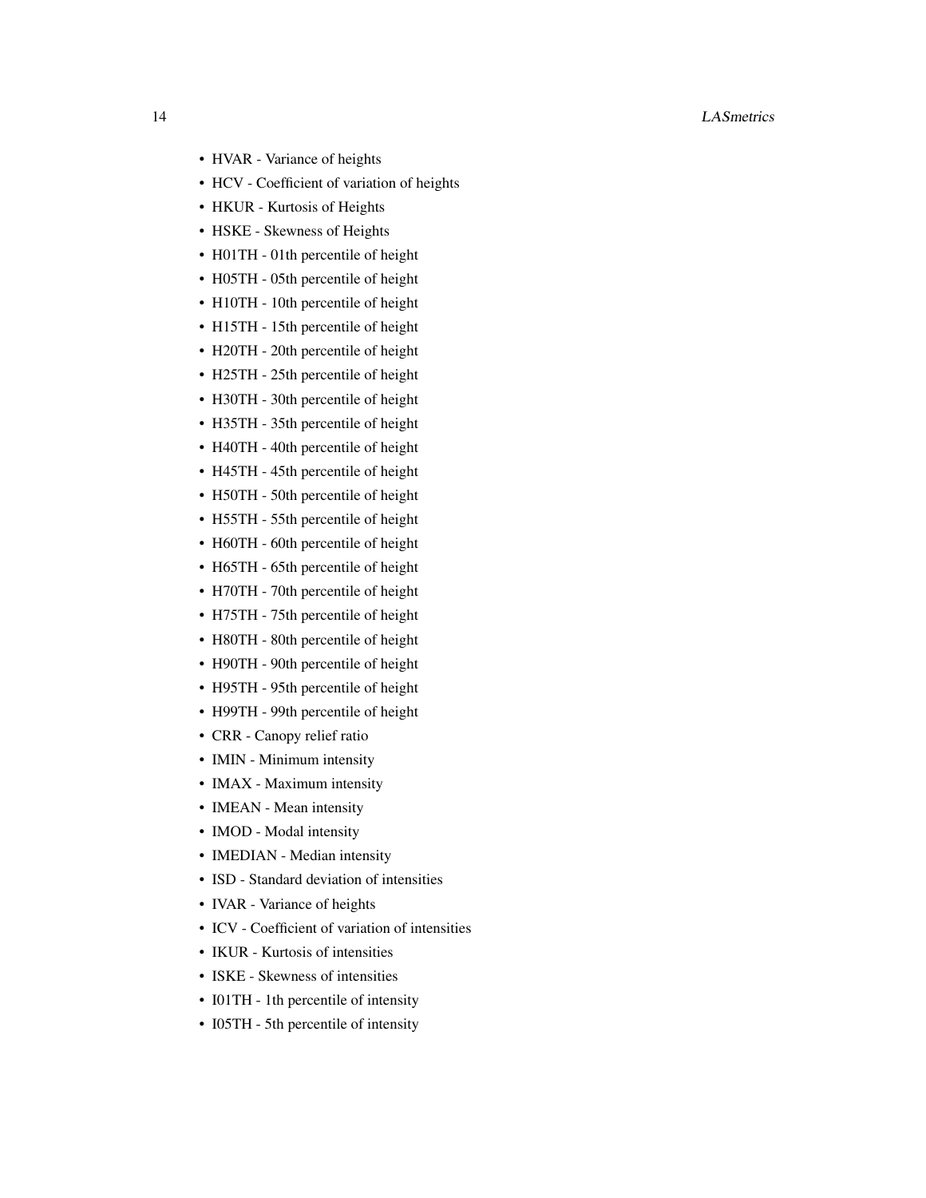- HVAR - Variance of heights
- HCV - Coefficient of variation of heights
- HKUR - Kurtosis of Heights
- HSKE - Skewness of Heights
- H01TH - 01th percentile of height
- H05TH - 05th percentile of height
- H10TH - 10th percentile of height
- H15TH - 15th percentile of height
- H20TH - 20th percentile of height
- H25TH - 25th percentile of height
- H30TH - 30th percentile of height
- H35TH - 35th percentile of height
- H40TH - 40th percentile of height
- H45TH - 45th percentile of height
- H50TH - 50th percentile of height
- H55TH - 55th percentile of height
- H60TH - 60th percentile of height
- H65TH - 65th percentile of height
- H70TH - 70th percentile of height
- H75TH - 75th percentile of height
- H80TH - 80th percentile of height
- H90TH - 90th percentile of height
- H95TH - 95th percentile of height
- H99TH - 99th percentile of height
- CRR - Canopy relief ratio
- IMIN - Minimum intensity
- IMAX - Maximum intensity
- IMEAN - Mean intensity
- IMOD - Modal intensity
- IMEDIAN - Median intensity
- ISD - Standard deviation of intensities
- IVAR - Variance of heights
- ICV - Coefficient of variation of intensities
- IKUR - Kurtosis of intensities
- ISKE - Skewness of intensities
- I01TH - 1th percentile of intensity
- I05TH - 5th percentile of intensity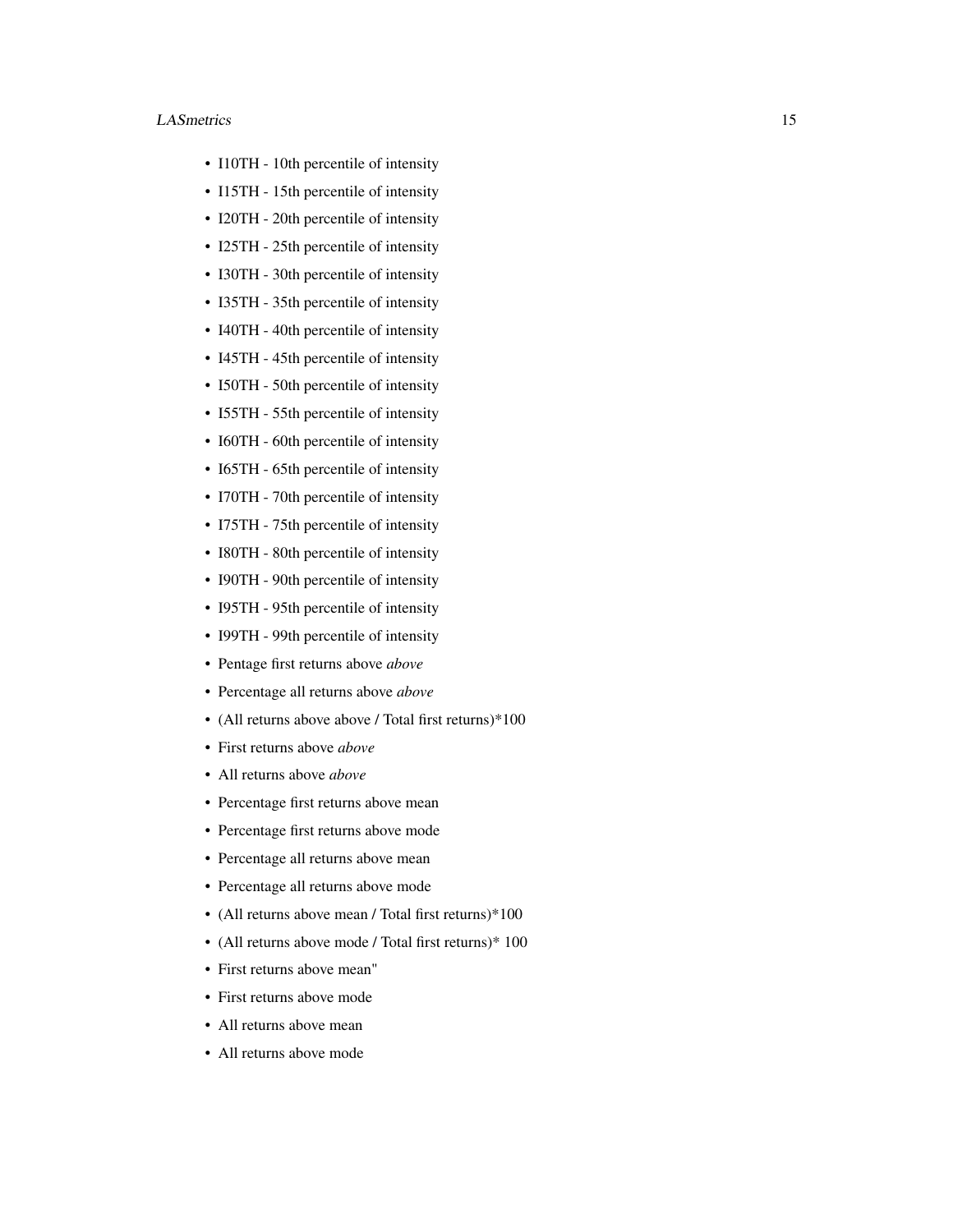- I10TH - 10th percentile of intensity
- I15TH - 15th percentile of intensity
- I20TH - 20th percentile of intensity
- I25TH - 25th percentile of intensity
- I30TH - 30th percentile of intensity
- I35TH - 35th percentile of intensity
- I40TH - 40th percentile of intensity
- I45TH - 45th percentile of intensity
- I50TH - 50th percentile of intensity
- I55TH - 55th percentile of intensity
- I60TH - 60th percentile of intensity
- I65TH - 65th percentile of intensity
- I70TH - 70th percentile of intensity
- I75TH - 75th percentile of intensity
- I80TH - 80th percentile of intensity
- I90TH - 90th percentile of intensity
- I95TH - 95th percentile of intensity
- I99TH - 99th percentile of intensity
- Pentage first returns above *above*
- Percentage all returns above *above*
- (All returns above above / Total first returns)*100
- First returns above *above*
- All returns above *above*
- Percentage first returns above mean
- Percentage first returns above mode
- Percentage all returns above mean
- Percentage all returns above mode
- (All returns above mean / Total first returns)*100
- (All returns above mode / Total first returns)* 100
- First returns above mean"
- First returns above mode
- All returns above mean
- All returns above mode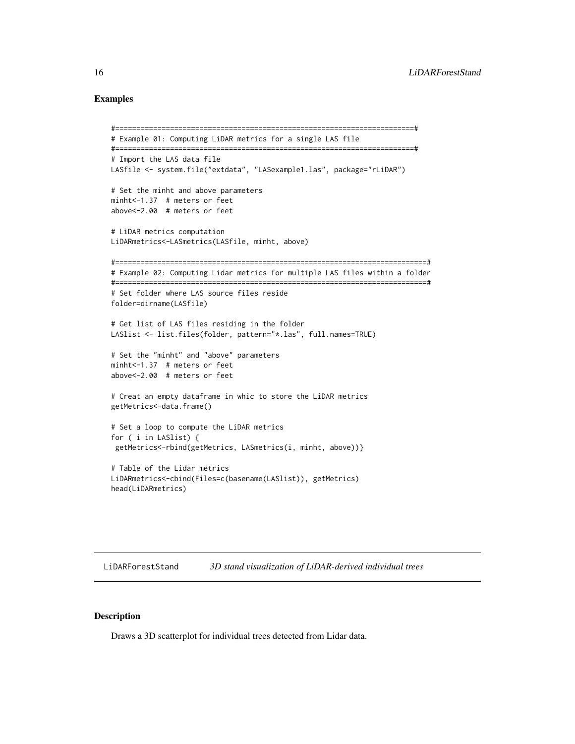## Examples

```
#=======================================================================#
# Example 01: Computing LiDAR metrics for a single LAS file
#=======================================================================#
# Import the LAS data file
LASfile <- system.file("extdata", "LASexample1.las", package="rLiDAR")

# Set the minht and above parameters
minht<-1.37  # meters or feet
above<-2.00  # meters or feet

# LiDAR metrics computation
LiDARmetrics<-LASmetrics(LASfile, minht, above)

#==========================================================================#
# Example 02: Computing Lidar metrics for multiple LAS files within a folder
#==========================================================================#
# Set folder where LAS source files reside
folder=dirname(LASfile)

# Get list of LAS files residing in the folder
LASlist <- list.files(folder, pattern="*.las", full.names=TRUE)

# Set the "minht" and "above" parameters
minht<-1.37  # meters or feet
above<-2.00  # meters or feet

# Creat an empty dataframe in whic to store the LiDAR metrics
getMetrics<-data.frame()

# Set a loop to compute the LiDAR metrics
for ( i in LASlist) {
 getMetrics<-rbind(getMetrics, LASmetrics(i, minht, above))}

# Table of the Lidar metrics
LiDARmetrics<-cbind(Files=c(basename(LASlist)), getMetrics)
head(LiDARmetrics)
```

---

LiDARForestStand    *3D stand visualization of LiDAR-derived individual trees*

---

## Description

Draws a 3D scatterplot for individual trees detected from Lidar data.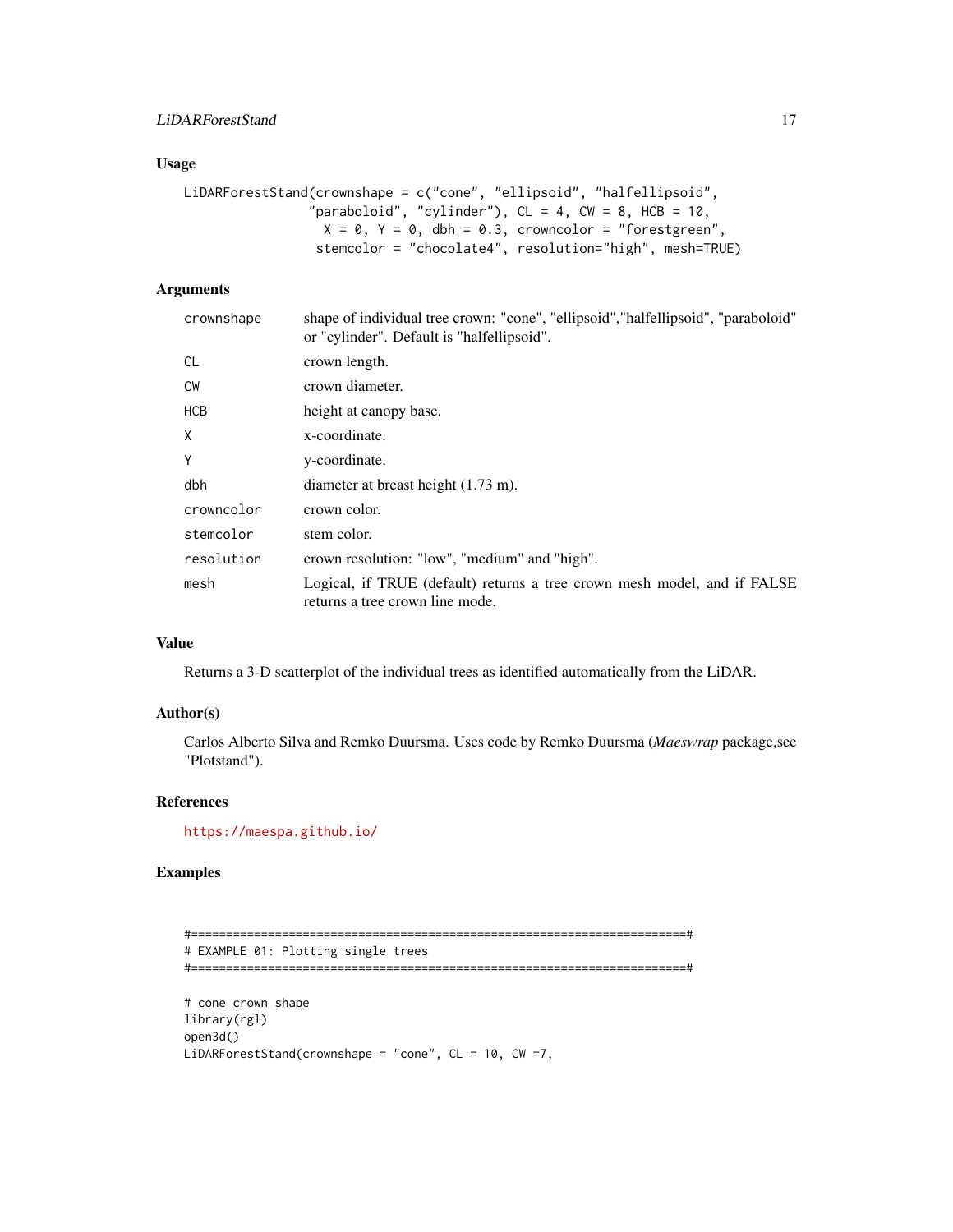### Usage

```
LiDARForestStand(crownshape = c("cone", "ellipsoid", "halfellipsoid",
                 "paraboloid", "cylinder"), CL = 4, CW = 8, HCB = 10,
                   X = 0, Y = 0, dbh = 0.3, crowncolor = "forestgreen",
                  stemcolor = "chocolate4", resolution="high", mesh=TRUE)
```

### Arguments

| | |
|---|---|
| crownshape | shape of individual tree crown: "cone", "ellipsoid","halfellipsoid", "paraboloid" or "cylinder". Default is "halfellipsoid". |
| CL | crown length. |
| CW | crown diameter. |
| HCB | height at canopy base. |
| X | x-coordinate. |
| Y | y-coordinate. |
| dbh | diameter at breast height (1.73 m). |
| crowncolor | crown color. |
| stemcolor | stem color. |
| resolution | crown resolution: "low", "medium" and "high". |
| mesh | Logical, if TRUE (default) returns a tree crown mesh model, and if FALSE returns a tree crown line mode. |

### Value

Returns a 3-D scatterplot of the individual trees as identified automatically from the LiDAR.

### Author(s)

Carlos Alberto Silva and Remko Duursma. Uses code by Remko Duursma (*Maeswrap* package,see "Plotstand").

### References

https://maespa.github.io/

### Examples

```
#=======================================================================#
# EXAMPLE 01: Plotting single trees
#=======================================================================#

# cone crown shape
library(rgl)
open3d()
LiDARForestStand(crownshape = "cone", CL = 10, CW =7,
```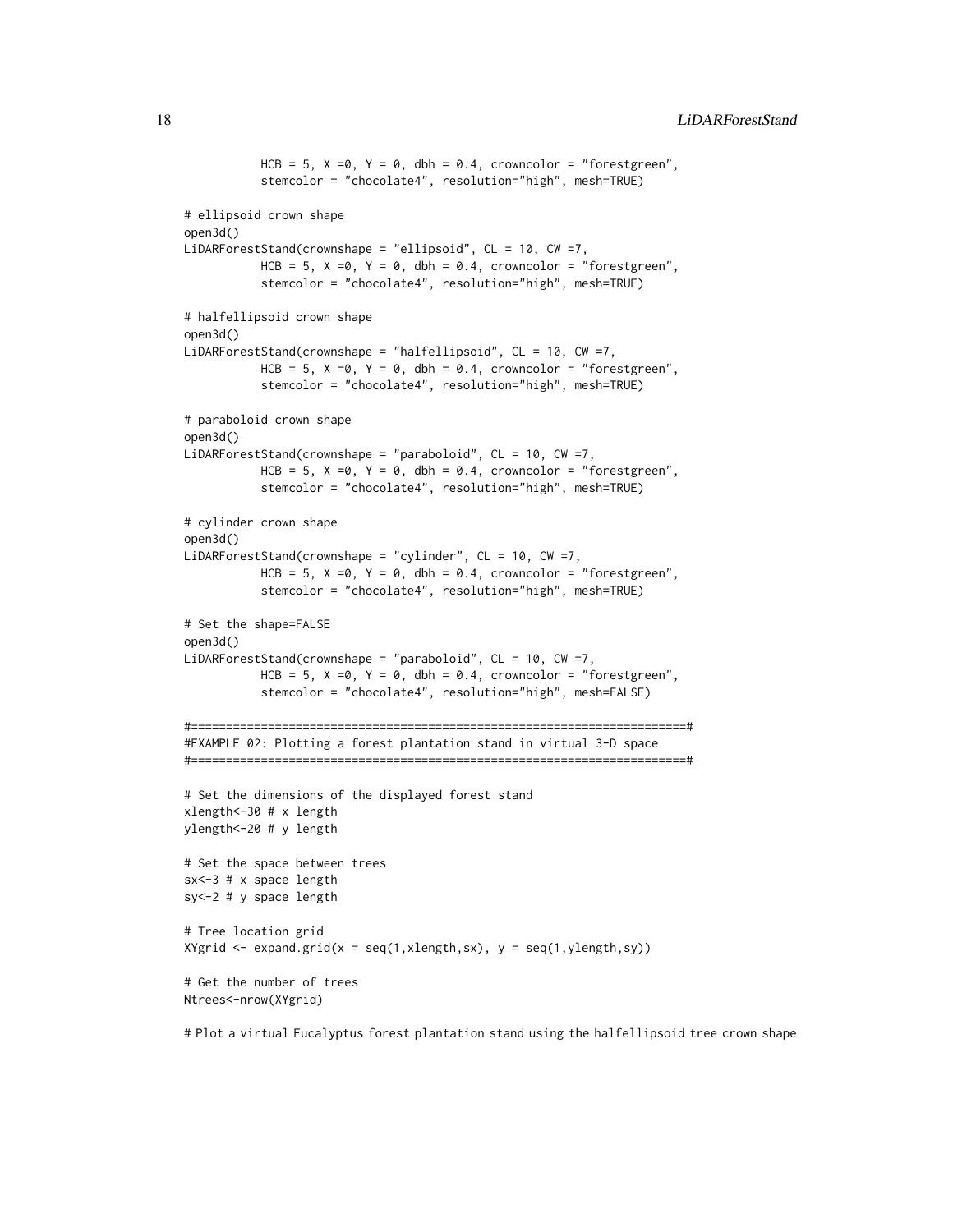```
          HCB = 5, X =0, Y = 0, dbh = 0.4, crowncolor = "forestgreen",
          stemcolor = "chocolate4", resolution="high", mesh=TRUE)

# ellipsoid crown shape
open3d()
LiDARForestStand(crownshape = "ellipsoid", CL = 10, CW =7,
          HCB = 5, X =0, Y = 0, dbh = 0.4, crowncolor = "forestgreen",
          stemcolor = "chocolate4", resolution="high", mesh=TRUE)

# halfellipsoid crown shape
open3d()
LiDARForestStand(crownshape = "halfellipsoid", CL = 10, CW =7,
          HCB = 5, X =0, Y = 0, dbh = 0.4, crowncolor = "forestgreen",
          stemcolor = "chocolate4", resolution="high", mesh=TRUE)

# paraboloid crown shape
open3d()
LiDARForestStand(crownshape = "paraboloid", CL = 10, CW =7,
          HCB = 5, X =0, Y = 0, dbh = 0.4, crowncolor = "forestgreen",
          stemcolor = "chocolate4", resolution="high", mesh=TRUE)

# cylinder crown shape
open3d()
LiDARForestStand(crownshape = "cylinder", CL = 10, CW =7,
          HCB = 5, X =0, Y = 0, dbh = 0.4, crowncolor = "forestgreen",
          stemcolor = "chocolate4", resolution="high", mesh=TRUE)

# Set the shape=FALSE
open3d()
LiDARForestStand(crownshape = "paraboloid", CL = 10, CW =7,
          HCB = 5, X =0, Y = 0, dbh = 0.4, crowncolor = "forestgreen",
          stemcolor = "chocolate4", resolution="high", mesh=FALSE)

#=======================================================================#
#EXAMPLE 02: Plotting a forest plantation stand in virtual 3-D space
#=======================================================================#

# Set the dimensions of the displayed forest stand
xlength<-30 # x length
ylength<-20 # y length

# Set the space between trees
sx<-3 # x space length
sy<-2 # y space length

# Tree location grid
XYgrid <- expand.grid(x = seq(1,xlength,sx), y = seq(1,ylength,sy))

# Get the number of trees
Ntrees<-nrow(XYgrid)

# Plot a virtual Eucalyptus forest plantation stand using the halfellipsoid tree crown shape
```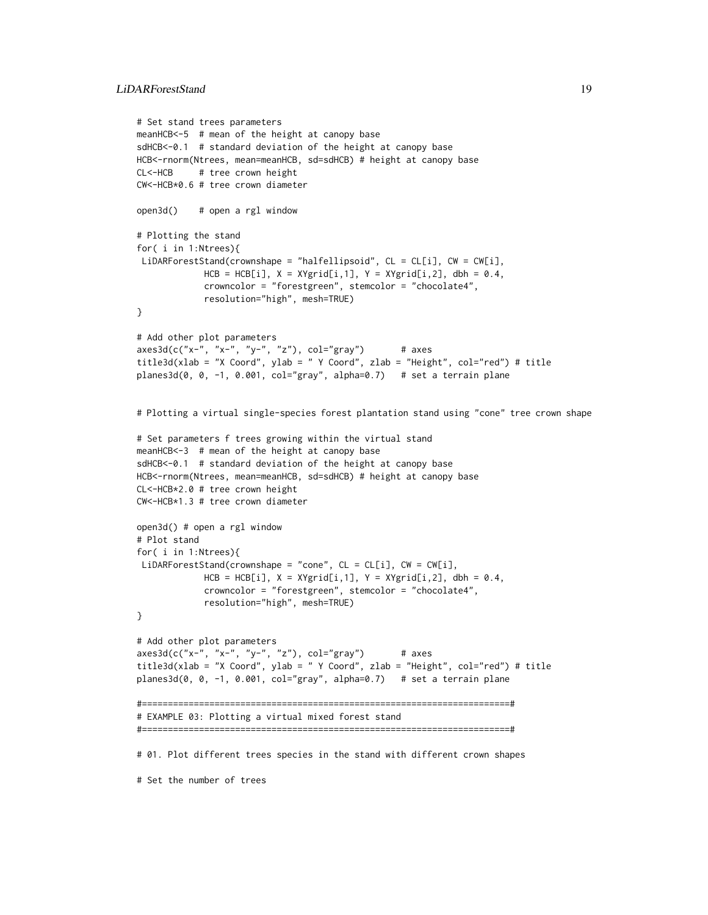```
# Set stand trees parameters
meanHCB<-5  # mean of the height at canopy base
sdHCB<-0.1  # standard deviation of the height at canopy base
HCB<-rnorm(Ntrees, mean=meanHCB, sd=sdHCB) # height at canopy base
CL<-HCB     # tree crown height
CW<-HCB*0.6 # tree crown diameter

open3d()    # open a rgl window

# Plotting the stand
for( i in 1:Ntrees){
 LiDARForestStand(crownshape = "halfellipsoid", CL = CL[i], CW = CW[i],
             HCB = HCB[i], X = XYgrid[i,1], Y = XYgrid[i,2], dbh = 0.4,
             crowncolor = "forestgreen", stemcolor = "chocolate4",
             resolution="high", mesh=TRUE)
}

# Add other plot parameters
axes3d(c("x-", "x-", "y-", "z"), col="gray")       # axes
title3d(xlab = "X Coord", ylab = " Y Coord", zlab = "Height", col="red") # title
planes3d(0, 0, -1, 0.001, col="gray", alpha=0.7)   # set a terrain plane


# Plotting a virtual single-species forest plantation stand using "cone" tree crown shape

# Set parameters f trees growing within the virtual stand
meanHCB<-3  # mean of the height at canopy base
sdHCB<-0.1  # standard deviation of the height at canopy base
HCB<-rnorm(Ntrees, mean=meanHCB, sd=sdHCB) # height at canopy base
CL<-HCB*2.0 # tree crown height
CW<-HCB*1.3 # tree crown diameter

open3d() # open a rgl window
# Plot stand
for( i in 1:Ntrees){
 LiDARForestStand(crownshape = "cone", CL = CL[i], CW = CW[i],
             HCB = HCB[i], X = XYgrid[i,1], Y = XYgrid[i,2], dbh = 0.4,
             crowncolor = "forestgreen", stemcolor = "chocolate4",
             resolution="high", mesh=TRUE)
}

# Add other plot parameters
axes3d(c("x-", "x-", "y-", "z"), col="gray")       # axes
title3d(xlab = "X Coord", ylab = " Y Coord", zlab = "Height", col="red") # title
planes3d(0, 0, -1, 0.001, col="gray", alpha=0.7)   # set a terrain plane

#=======================================================================#
# EXAMPLE 03: Plotting a virtual mixed forest stand
#=======================================================================#

# 01. Plot different trees species in the stand with different crown shapes

# Set the number of trees
```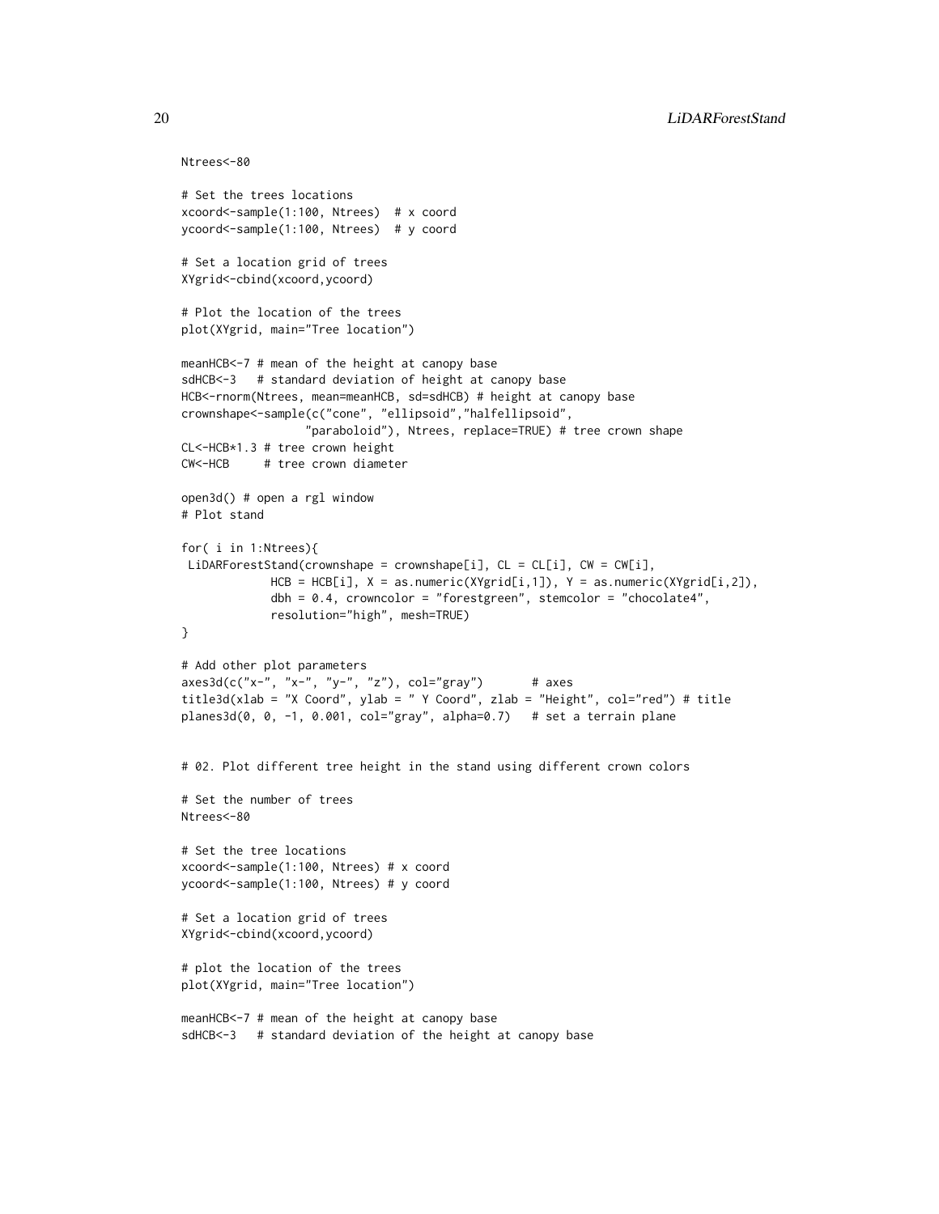```
Ntrees<-80

# Set the trees locations
xcoord<-sample(1:100, Ntrees)  # x coord
ycoord<-sample(1:100, Ntrees)  # y coord

# Set a location grid of trees
XYgrid<-cbind(xcoord,ycoord)

# Plot the location of the trees
plot(XYgrid, main="Tree location")

meanHCB<-7 # mean of the height at canopy base
sdHCB<-3   # standard deviation of height at canopy base
HCB<-rnorm(Ntrees, mean=meanHCB, sd=sdHCB) # height at canopy base
crownshape<-sample(c("cone", "ellipsoid","halfellipsoid",
                "paraboloid"), Ntrees, replace=TRUE) # tree crown shape
CL<-HCB*1.3 # tree crown height
CW<-HCB     # tree crown diameter

open3d() # open a rgl window
# Plot stand

for( i in 1:Ntrees){
 LiDARForestStand(crownshape = crownshape[i], CL = CL[i], CW = CW[i],
            HCB = HCB[i], X = as.numeric(XYgrid[i,1]), Y = as.numeric(XYgrid[i,2]),
            dbh = 0.4, crowncolor = "forestgreen", stemcolor = "chocolate4",
            resolution="high", mesh=TRUE)
}

# Add other plot parameters
axes3d(c("x-", "x-", "y-", "z"), col="gray")       # axes
title3d(xlab = "X Coord", ylab = " Y Coord", zlab = "Height", col="red") # title
planes3d(0, 0, -1, 0.001, col="gray", alpha=0.7)   # set a terrain plane


# 02. Plot different tree height in the stand using different crown colors

# Set the number of trees
Ntrees<-80

# Set the tree locations
xcoord<-sample(1:100, Ntrees) # x coord
ycoord<-sample(1:100, Ntrees) # y coord

# Set a location grid of trees
XYgrid<-cbind(xcoord,ycoord)

# plot the location of the trees
plot(XYgrid, main="Tree location")

meanHCB<-7 # mean of the height at canopy base
sdHCB<-3   # standard deviation of the height at canopy base
```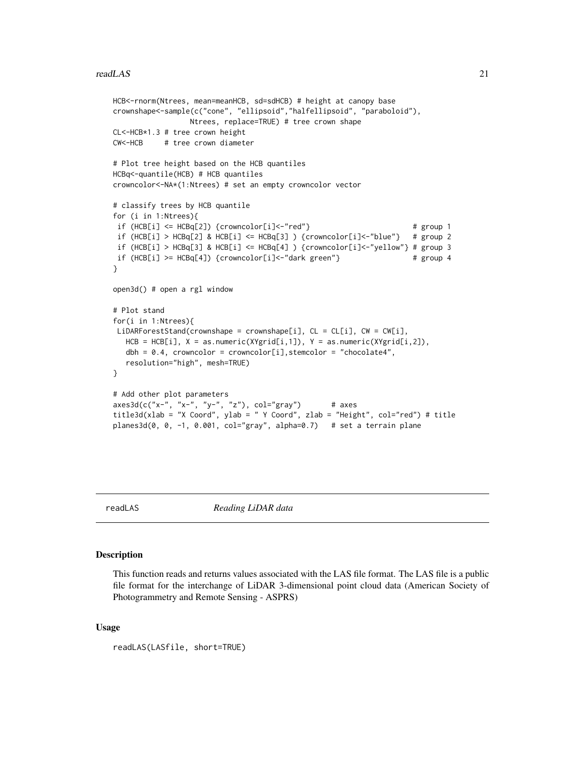```
HCB<-rnorm(Ntrees, mean=meanHCB, sd=sdHCB) # height at canopy base
crownshape<-sample(c("cone", "ellipsoid","halfellipsoid", "paraboloid"),
                 Ntrees, replace=TRUE) # tree crown shape
CL<-HCB*1.3 # tree crown height
CW<-HCB     # tree crown diameter

# Plot tree height based on the HCB quantiles
HCBq<-quantile(HCB) # HCB quantiles
crowncolor<-NA*(1:Ntrees) # set an empty crowncolor vector

# classify trees by HCB quantile
for (i in 1:Ntrees){
 if (HCB[i] <= HCBq[2]) {crowncolor[i]<-"red"}                        # group 1
 if (HCB[i] > HCBq[2] & HCB[i] <= HCBq[3] ) {crowncolor[i]<-"blue"}   # group 2
 if (HCB[i] > HCBq[3] & HCB[i] <= HCBq[4] ) {crowncolor[i]<-"yellow"} # group 3
 if (HCB[i] >= HCBq[4]) {crowncolor[i]<-"dark green"}                 # group 4
}

open3d() # open a rgl window

# Plot stand
for(i in 1:Ntrees){
 LiDARForestStand(crownshape = crownshape[i], CL = CL[i], CW = CW[i],
   HCB = HCB[i], X = as.numeric(XYgrid[i,1]), Y = as.numeric(XYgrid[i,2]),
   dbh = 0.4, crowncolor = crowncolor[i],stemcolor = "chocolate4",
   resolution="high", mesh=TRUE)
}

# Add other plot parameters
axes3d(c("x-", "x-", "y-", "z"), col="gray")       # axes
title3d(xlab = "X Coord", ylab = " Y Coord", zlab = "Height", col="red") # title
planes3d(0, 0, -1, 0.001, col="gray", alpha=0.7)   # set a terrain plane
```

---

## readLAS *Reading LiDAR data*

---

### Description

This function reads and returns values associated with the LAS file format. The LAS file is a public file format for the interchange of LiDAR 3-dimensional point cloud data (American Society of Photogrammetry and Remote Sensing - ASPRS)

### Usage

```
readLAS(LASfile, short=TRUE)
```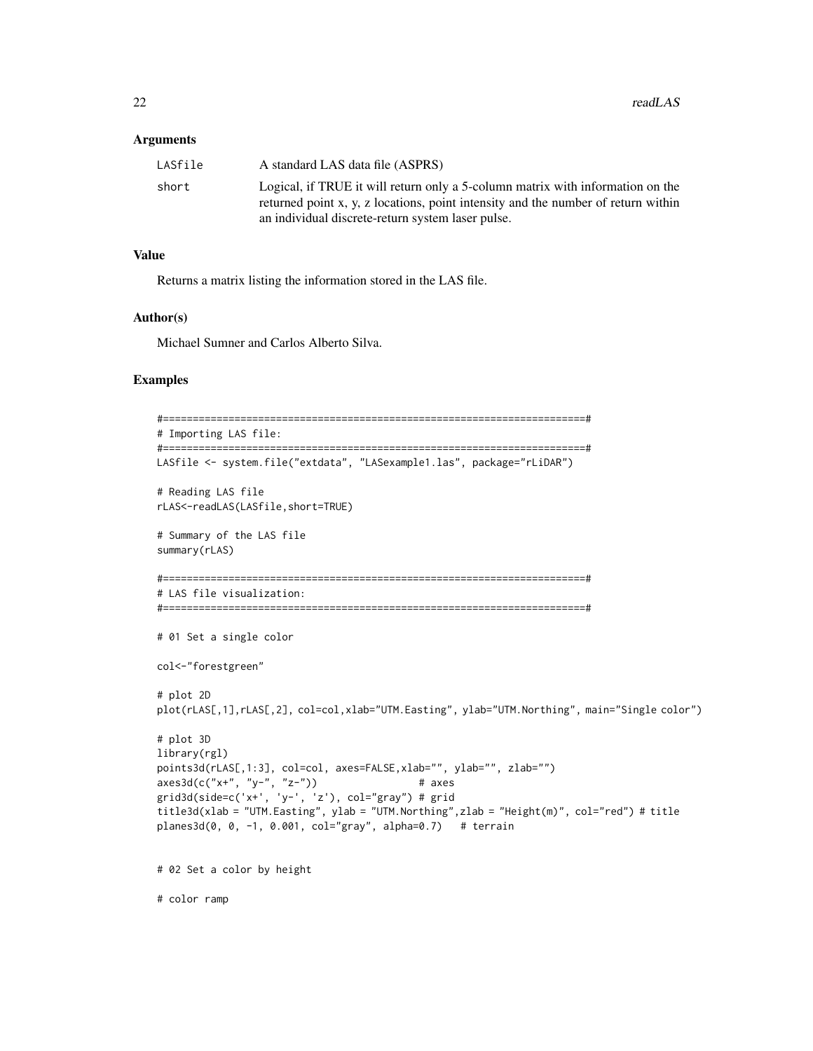### Arguments

| | |
|---|---|
| LASfile | A standard LAS data file (ASPRS) |
| short | Logical, if TRUE it will return only a 5-column matrix with information on the returned point x, y, z locations, point intensity and the number of return within an individual discrete-return system laser pulse. |

### Value

Returns a matrix listing the information stored in the LAS file.

### Author(s)

Michael Sumner and Carlos Alberto Silva.

### Examples

```
#=======================================================================#
# Importing LAS file:
#=======================================================================#
LASfile <- system.file("extdata", "LASexample1.las", package="rLiDAR")

# Reading LAS file
rLAS<-readLAS(LASfile,short=TRUE)

# Summary of the LAS file
summary(rLAS)

#=======================================================================#
# LAS file visualization:
#=======================================================================#

# 01 Set a single color

col<-"forestgreen"

# plot 2D
plot(rLAS[,1],rLAS[,2], col=col,xlab="UTM.Easting", ylab="UTM.Northing", main="Single color")

# plot 3D
library(rgl)
points3d(rLAS[,1:3], col=col, axes=FALSE,xlab="", ylab="", zlab="")
axes3d(c("x+", "y-", "z-"))                 # axes
grid3d(side=c('x+', 'y-', 'z'), col="gray") # grid
title3d(xlab = "UTM.Easting", ylab = "UTM.Northing",zlab = "Height(m)", col="red") # title
planes3d(0, 0, -1, 0.001, col="gray", alpha=0.7)   # terrain


# 02 Set a color by height

# color ramp
```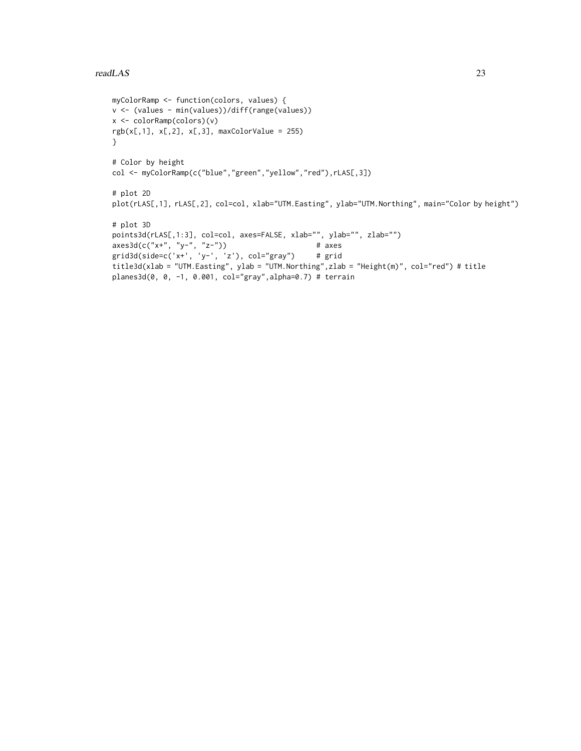```
myColorRamp <- function(colors, values) {
v <- (values - min(values))/diff(range(values))
x <- colorRamp(colors)(v)
rgb(x[,1], x[,2], x[,3], maxColorValue = 255)
}

# Color by height
col <- myColorRamp(c("blue","green","yellow","red"),rLAS[,3])

# plot 2D
plot(rLAS[,1], rLAS[,2], col=col, xlab="UTM.Easting", ylab="UTM.Northing", main="Color by height")

# plot 3D
points3d(rLAS[,1:3], col=col, axes=FALSE, xlab="", ylab="", zlab="")
axes3d(c("x+", "y-", "z-"))                     # axes
grid3d(side=c('x+', 'y-', 'z'), col="gray")     # grid
title3d(xlab = "UTM.Easting", ylab = "UTM.Northing",zlab = "Height(m)", col="red") # title
planes3d(0, 0, -1, 0.001, col="gray",alpha=0.7) # terrain
```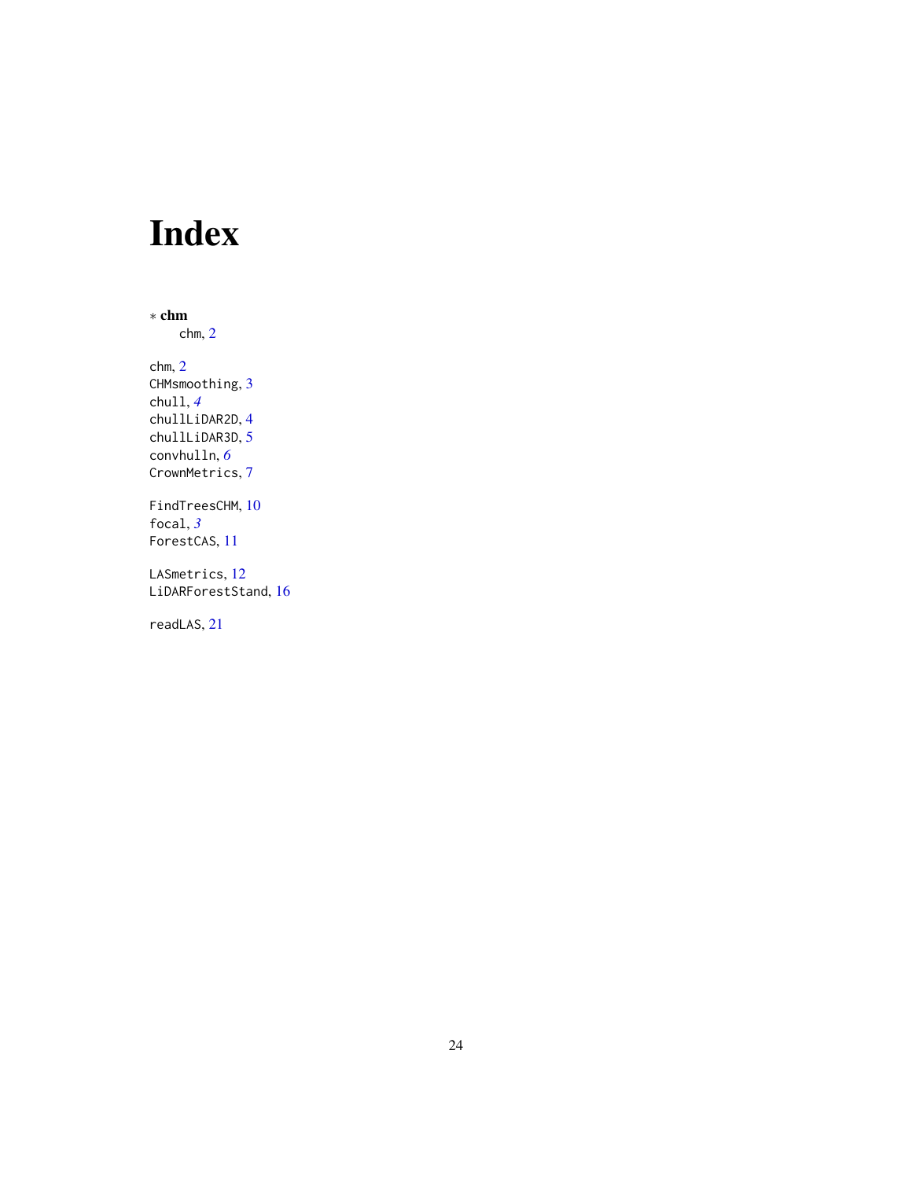# Index

∗ **chm**
    chm, 2

chm, 2
CHMsmoothing, 3
chull, *4*
chullLiDAR2D, 4
chullLiDAR3D, 5
convhulln, *6*
CrownMetrics, 7

FindTreesCHM, 10
focal, *3*
ForestCAS, 11

LASmetrics, 12
LiDARForestStand, 16

readLAS, 21